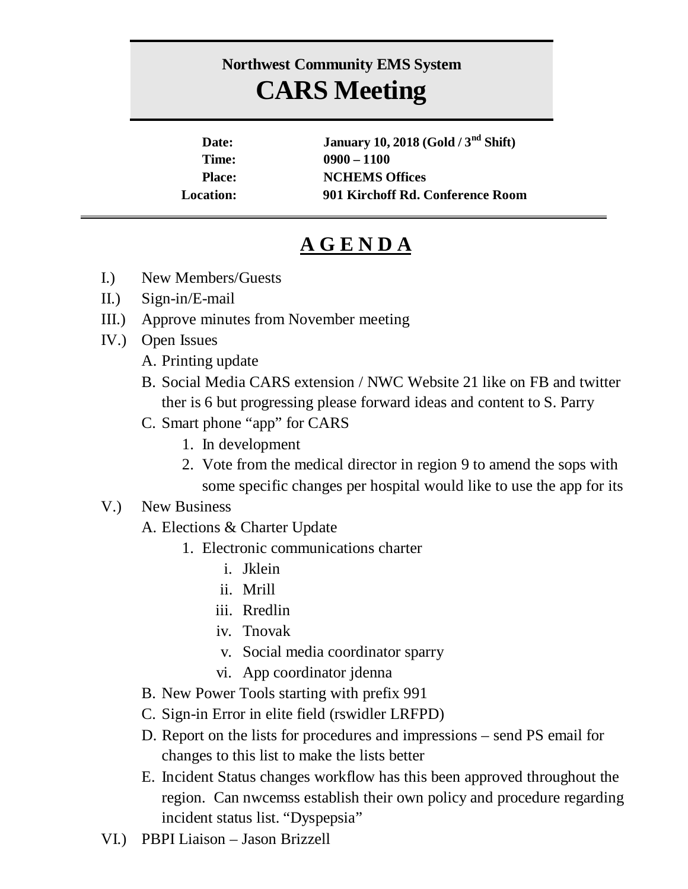**Northwest Community EMS System**

# CARS Meeting

**Date:** January 10, 2018 (Gold / 3rd Shift)
**Time:** 0900 – 1100
**Place:** NCHEMS Offices
**Location:** 901 Kirchoff Rd. Conference Room

## A G E N D A

I.) New Members/Guests

II.) Sign-in/E-mail

III.) Approve minutes from November meeting

IV.) Open Issues

   A. Printing update

   B. Social Media CARS extension / NWC Website 21 like on FB and twitter ther is 6 but progressing please forward ideas and content to S. Parry

   C. Smart phone "app" for CARS

      1. In development

      2. Vote from the medical director in region 9 to amend the sops with some specific changes per hospital would like to use the app for its

V.) New Business

   A. Elections & Charter Update

      1. Electronic communications charter

         i. Jklein

         ii. Mrill

         iii. Rredlin

         iv. Tnovak

         v. Social media coordinator sparry

         vi. App coordinator jdenna

   B. New Power Tools starting with prefix 991

   C. Sign-in Error in elite field (rswidler LRFPD)

   D. Report on the lists for procedures and impressions – send PS email for changes to this list to make the lists better

   E. Incident Status changes workflow has this been approved throughout the region. Can nwcemss establish their own policy and procedure regarding incident status list. "Dyspepsia"

VI.) PBPI Liaison – Jason Brizzell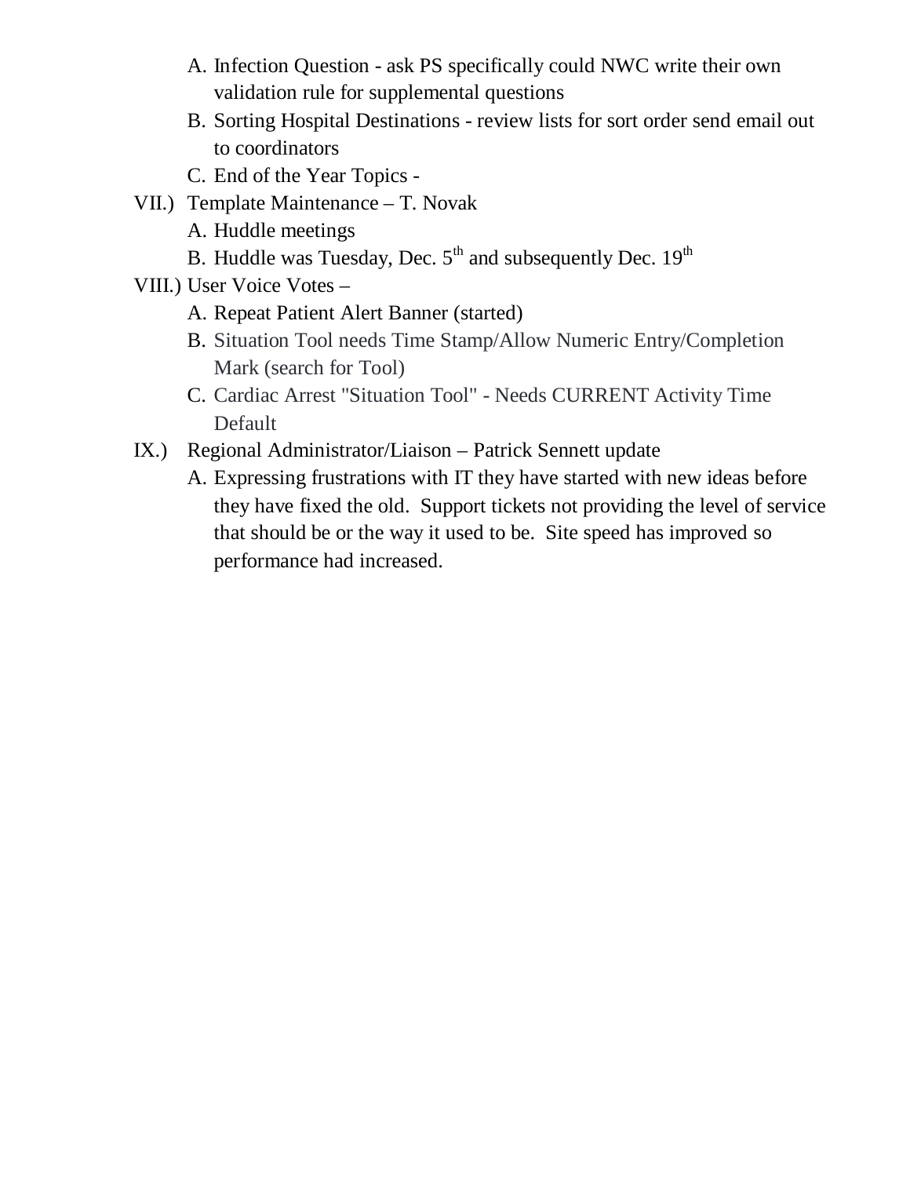A. Infection Question - ask PS specifically could NWC write their own validation rule for supplemental questions
B. Sorting Hospital Destinations - review lists for sort order send email out to coordinators
C. End of the Year Topics -

VII.) Template Maintenance – T. Novak
A. Huddle meetings
B. Huddle was Tuesday, Dec. 5th and subsequently Dec. 19th

VIII.) User Voice Votes –
A. Repeat Patient Alert Banner (started)
B. Situation Tool needs Time Stamp/Allow Numeric Entry/Completion Mark (search for Tool)
C. Cardiac Arrest "Situation Tool" - Needs CURRENT Activity Time Default

IX.) Regional Administrator/Liaison – Patrick Sennett update
A. Expressing frustrations with IT they have started with new ideas before they have fixed the old. Support tickets not providing the level of service that should be or the way it used to be. Site speed has improved so performance had increased.